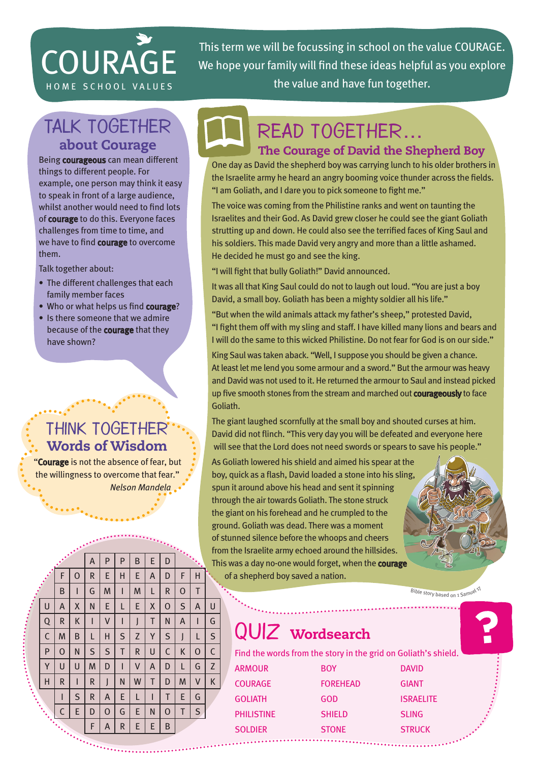# COURAGE

HOME SCHOOL VALUES

This term we will be focussing in school on the value COURAGE. We hope your family will find these ideas helpful as you explore the value and have fun together.

## TALK TOGETHER about Courage

Being **courageous** can mean different things to different people. For example, one person may think it easy to speak in front of a large audience, whilst another would need to find lots of **courage** to do this. Everyone faces challenges from time to time, and we have to find **courage** to overcome them.

Talk together about:

- The different challenges that each family member faces
- Who or what helps us find **courage**?
- Is there someone that we admire because of the **courage** that they have shown?

## THINK TOGETHER Words of Wisdom

"**Courage** is not the absence of fear, but the willingness to overcome that fear."

*Nelson Mandela*

## READ TOGETHER… The Courage of David the Shepherd Boy

One day as David the shepherd boy was carrying lunch to his older brothers in the Israelite army he heard an angry booming voice thunder across the fields. "I am Goliath, and I dare you to pick someone to fight me."

The voice was coming from the Philistine ranks and went on taunting the Israelites and their God. As David grew closer he could see the giant Goliath strutting up and down. He could also see the terrified faces of King Saul and his soldiers. This made David very angry and more than a little ashamed. He decided he must go and see the king.

"I will fight that bully Goliath!" David announced.

It was all that King Saul could do not to laugh out loud. "You are just a boy David, a small boy. Goliath has been a mighty soldier all his life."

"But when the wild animals attack my father's sheep," protested David, "I fight them off with my sling and staff. I have killed many lions and bears and I will do the same to this wicked Philistine. Do not fear for God is on our side."

King Saul was taken aback. "Well, I suppose you should be given a chance. At least let me lend you some armour and a sword." But the armour was heavy and David was not used to it. He returned the armour to Saul and instead picked up five smooth stones from the stream and marched out **courageously** to face Goliath.

The giant laughed scornfully at the small boy and shouted curses at him. David did not flinch. "This very day you will be defeated and everyone here will see that the Lord does not need swords or spears to save his people."

As Goliath lowered his shield and aimed his spear at the boy, quick as a flash, David loaded a stone into his sling, spun it around above his head and sent it spinning through the air towards Goliath. The stone struck the giant on his forehead and he crumpled to the ground. Goliath was dead. There was a moment of stunned silence before the whoops and cheers from the Israelite army echoed around the hillsides. This was a day no-one would forget, when the **courage** of a shepherd boy saved a nation.

Bible story based on 1 Samuel 17

## QUIZ Wordsearch

Find the words from the story in the grid on Goliath's shield.

| | | | A | P | P | B | E | D | | | |
|---|---|---|---|---|---|---|---|---|---|---|---|
| | F | O | R | E | H | E | A | D | F | H | |
| | B | I | G | M | I | M | L | R | O | T | |
| U | A | X | N | E | L | E | X | O | S | A | U |
| Q | R | K | I | V | I | J | T | N | A | I | G |
| C | M | B | L | H | S | Z | Y | S | J | L | S |
| P | O | N | S | S | T | R | U | C | K | O | C |
| Y | U | U | M | D | I | V | A | D | L | G | Z |
| H | R | I | R | J | N | W | T | D | M | V | K |
| | I | S | R | A | E | L | I | T | E | G | |
| | C | E | D | O | G | E | N | O | T | S | |
| | | | F | A | R | E | E | B | | | |

| | | |
|---|---|---|
| ARMOUR | BOY | DAVID |
| COURAGE | FOREHEAD | GIANT |
| GOLIATH | GOD | ISRAELITE |
| PHILISTINE | SHIELD | SLING |
| SOLDIER | STONE | STRUCK |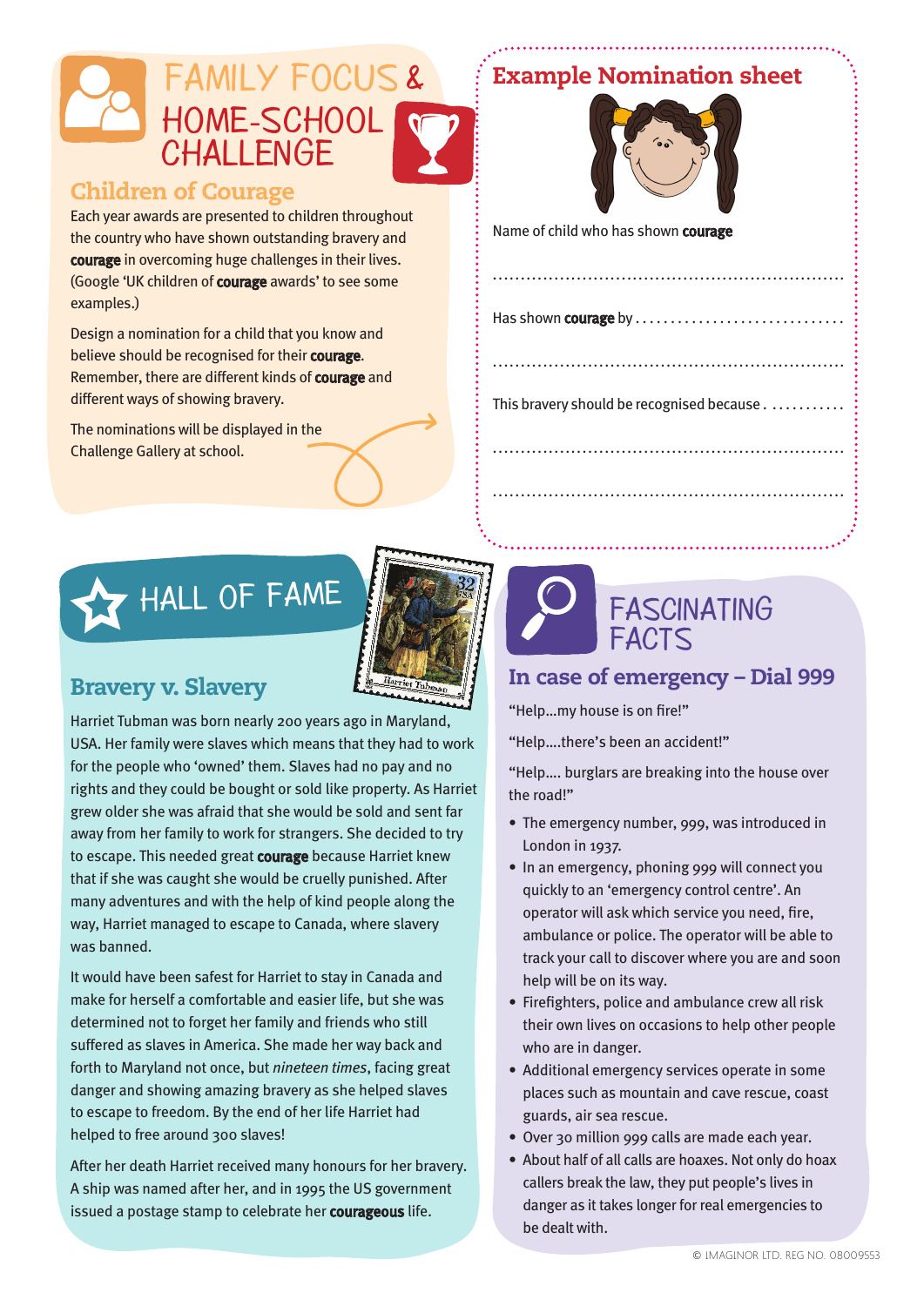# FAMILY FOCUS & HOME-SCHOOL CHALLENGE

## Children of Courage

Each year awards are presented to children throughout the country who have shown outstanding bravery and **courage** in overcoming huge challenges in their lives. (Google 'UK children of **courage** awards' to see some examples.)

Design a nomination for a child that you know and believe should be recognised for their **courage**. Remember, there are different kinds of **courage** and different ways of showing bravery.

The nominations will be displayed in the Challenge Gallery at school.

## Example Nomination sheet

Name of child who has shown **courage**

..............................................................

Has shown **courage** by ..............................

..............................................................

This bravery should be recognised because . ...........

..............................................................

..............................................................

# HALL OF FAME

## Bravery v. Slavery

Harriet Tubman was born nearly 200 years ago in Maryland, USA. Her family were slaves which means that they had to work for the people who 'owned' them. Slaves had no pay and no rights and they could be bought or sold like property. As Harriet grew older she was afraid that she would be sold and sent far away from her family to work for strangers. She decided to try to escape. This needed great **courage** because Harriet knew that if she was caught she would be cruelly punished. After many adventures and with the help of kind people along the way, Harriet managed to escape to Canada, where slavery was banned.

It would have been safest for Harriet to stay in Canada and make for herself a comfortable and easier life, but she was determined not to forget her family and friends who still suffered as slaves in America. She made her way back and forth to Maryland not once, but *nineteen times*, facing great danger and showing amazing bravery as she helped slaves to escape to freedom. By the end of her life Harriet had helped to free around 300 slaves!

After her death Harriet received many honours for her bravery. A ship was named after her, and in 1995 the US government issued a postage stamp to celebrate her **courageous** life.

# FASCINATING FACTS

## In case of emergency – Dial 999

"Help...my house is on fire!"

"Help....there's been an accident!"

"Help.... burglars are breaking into the house over the road!"

- The emergency number, 999, was introduced in London in 1937.
- In an emergency, phoning 999 will connect you quickly to an 'emergency control centre'. An operator will ask which service you need, fire, ambulance or police. The operator will be able to track your call to discover where you are and soon help will be on its way.
- Firefighters, police and ambulance crew all risk their own lives on occasions to help other people who are in danger.
- Additional emergency services operate in some places such as mountain and cave rescue, coast guards, air sea rescue.
- Over 30 million 999 calls are made each year.
- About half of all calls are hoaxes. Not only do hoax callers break the law, they put people's lives in danger as it takes longer for real emergencies to be dealt with.

© IMAGINOR LTD. REG NO. 08009553